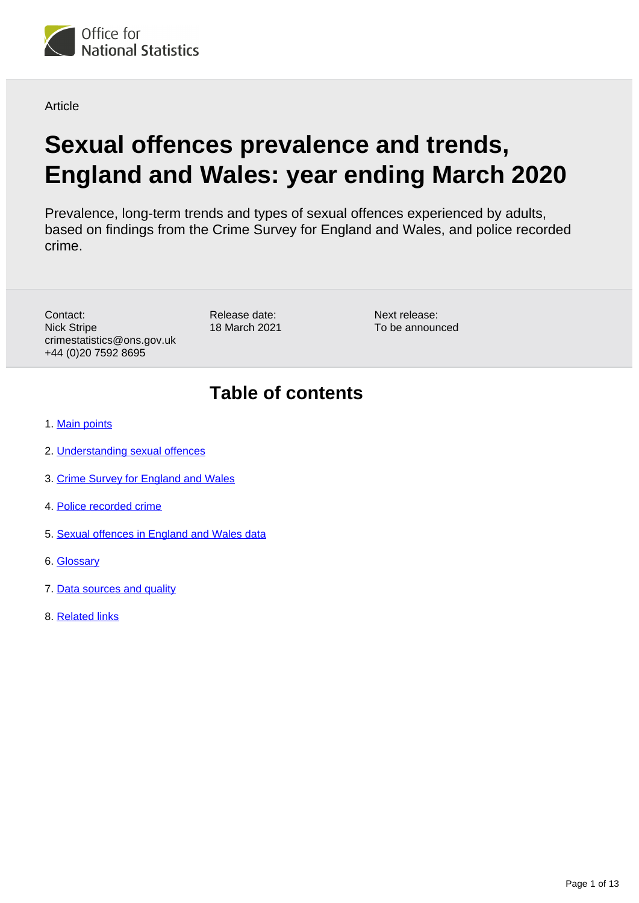Office for National Statistics

Article

# Sexual offences prevalence and trends, England and Wales: year ending March 2020

Prevalence, long-term trends and types of sexual offences experienced by adults, based on findings from the Crime Survey for England and Wales, and police recorded crime.

Contact:
Nick Stripe
crimestatistics@ons.gov.uk
+44 (0)20 7592 8695

Release date:
18 March 2021

Next release:
To be announced

## Table of contents

1. Main points
2. Understanding sexual offences
3. Crime Survey for England and Wales
4. Police recorded crime
5. Sexual offences in England and Wales data
6. Glossary
7. Data sources and quality
8. Related links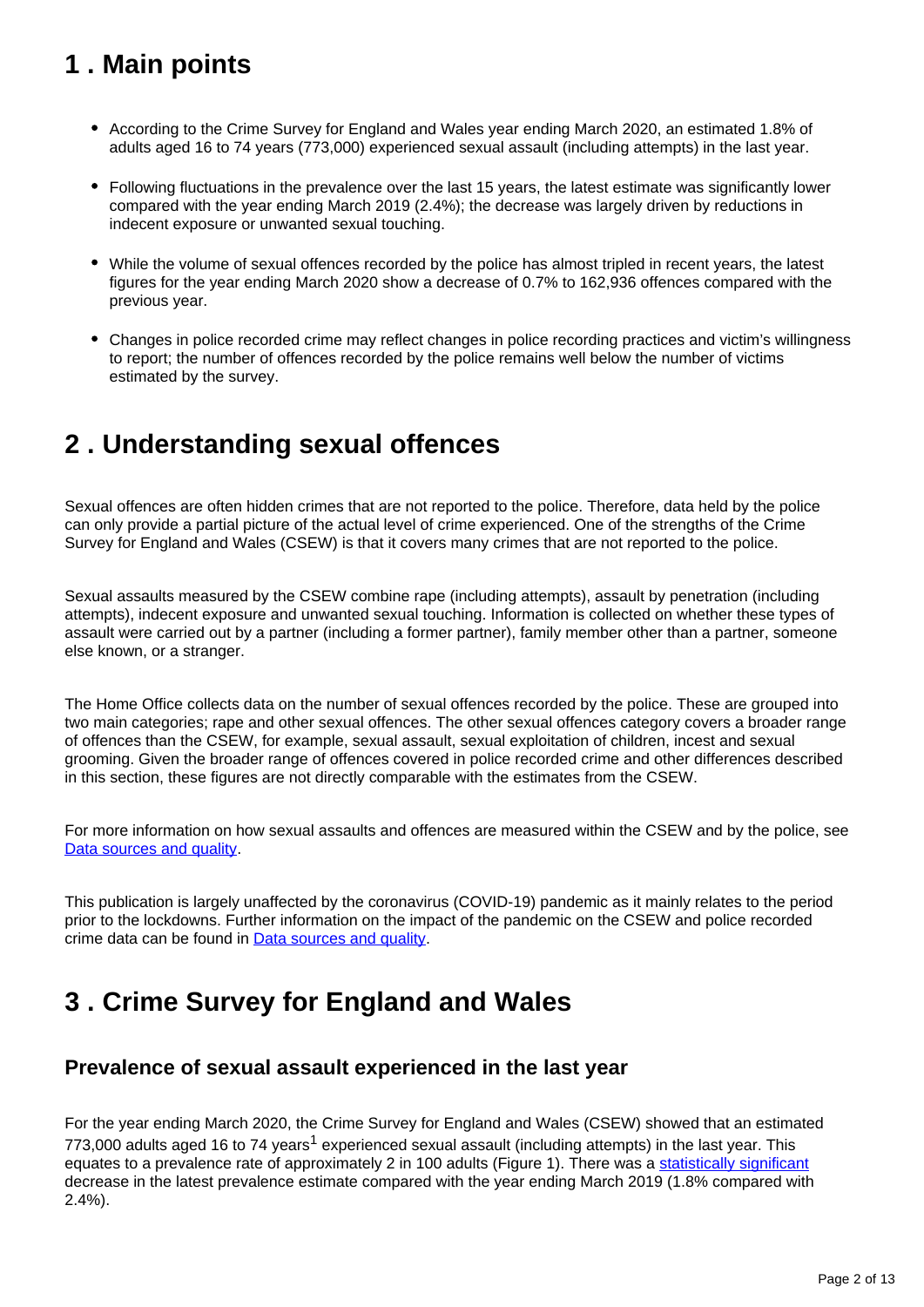## 1 . Main points

- According to the Crime Survey for England and Wales year ending March 2020, an estimated 1.8% of adults aged 16 to 74 years (773,000) experienced sexual assault (including attempts) in the last year.
- Following fluctuations in the prevalence over the last 15 years, the latest estimate was significantly lower compared with the year ending March 2019 (2.4%); the decrease was largely driven by reductions in indecent exposure or unwanted sexual touching.
- While the volume of sexual offences recorded by the police has almost tripled in recent years, the latest figures for the year ending March 2020 show a decrease of 0.7% to 162,936 offences compared with the previous year.
- Changes in police recorded crime may reflect changes in police recording practices and victim's willingness to report; the number of offences recorded by the police remains well below the number of victims estimated by the survey.

## 2 . Understanding sexual offences

Sexual offences are often hidden crimes that are not reported to the police. Therefore, data held by the police can only provide a partial picture of the actual level of crime experienced. One of the strengths of the Crime Survey for England and Wales (CSEW) is that it covers many crimes that are not reported to the police.

Sexual assaults measured by the CSEW combine rape (including attempts), assault by penetration (including attempts), indecent exposure and unwanted sexual touching. Information is collected on whether these types of assault were carried out by a partner (including a former partner), family member other than a partner, someone else known, or a stranger.

The Home Office collects data on the number of sexual offences recorded by the police. These are grouped into two main categories; rape and other sexual offences. The other sexual offences category covers a broader range of offences than the CSEW, for example, sexual assault, sexual exploitation of children, incest and sexual grooming. Given the broader range of offences covered in police recorded crime and other differences described in this section, these figures are not directly comparable with the estimates from the CSEW.

For more information on how sexual assaults and offences are measured within the CSEW and by the police, see Data sources and quality.

This publication is largely unaffected by the coronavirus (COVID-19) pandemic as it mainly relates to the period prior to the lockdowns. Further information on the impact of the pandemic on the CSEW and police recorded crime data can be found in Data sources and quality.

## 3 . Crime Survey for England and Wales

### Prevalence of sexual assault experienced in the last year

For the year ending March 2020, the Crime Survey for England and Wales (CSEW) showed that an estimated 773,000 adults aged 16 to 74 years[1] experienced sexual assault (including attempts) in the last year. This equates to a prevalence rate of approximately 2 in 100 adults (Figure 1). There was a statistically significant decrease in the latest prevalence estimate compared with the year ending March 2019 (1.8% compared with 2.4%).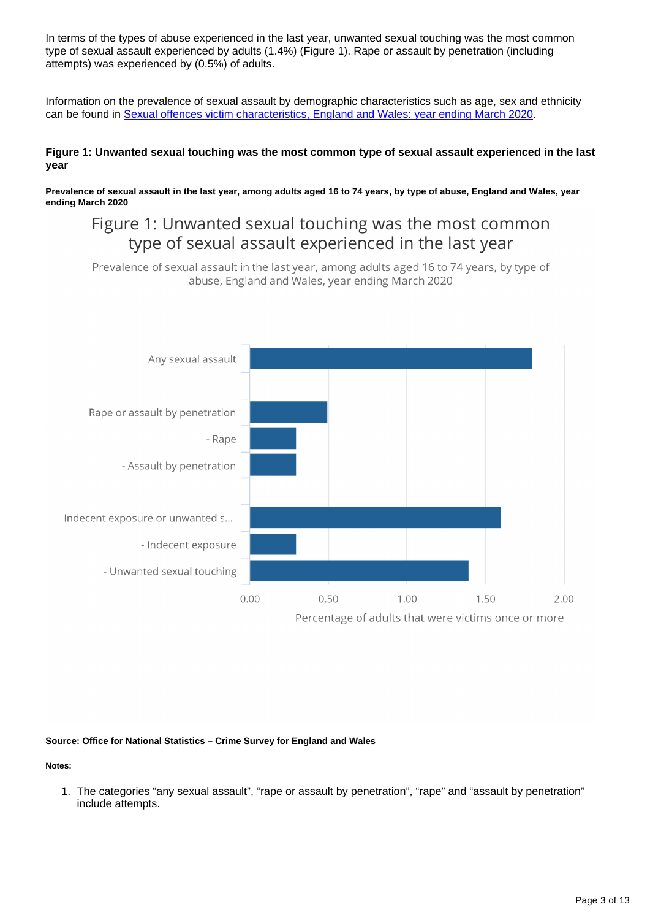In terms of the types of abuse experienced in the last year, unwanted sexual touching was the most common type of sexual assault experienced by adults (1.4%) (Figure 1). Rape or assault by penetration (including attempts) was experienced by (0.5%) of adults.

Information on the prevalence of sexual assault by demographic characteristics such as age, sex and ethnicity can be found in [Sexual offences victim characteristics, England and Wales: year ending March 2020](#).

#### Figure 1: Unwanted sexual touching was the most common type of sexual assault experienced in the last year

##### Prevalence of sexual assault in the last year, among adults aged 16 to 74 years, by type of abuse, England and Wales, year ending March 2020

Figure 1: Unwanted sexual touching was the most common type of sexual assault experienced in the last year

Prevalence of sexual assault in the last year, among adults aged 16 to 74 years, by type of abuse, England and Wales, year ending March 2020

| Type of abuse | Percentage of adults that were victims once or more |
|---|---|
| Any sexual assault | 1.8 |
| Rape or assault by penetration | 0.5 |
| - Rape | 0.3 |
| - Assault by penetration | 0.3 |
| Indecent exposure or unwanted s... | 1.6 |
| - Indecent exposure | 0.3 |
| - Unwanted sexual touching | 1.4 |

**Source: Office for National Statistics – Crime Survey for England and Wales**

**Notes:**

1. The categories "any sexual assault", "rape or assault by penetration", "rape" and "assault by penetration" include attempts.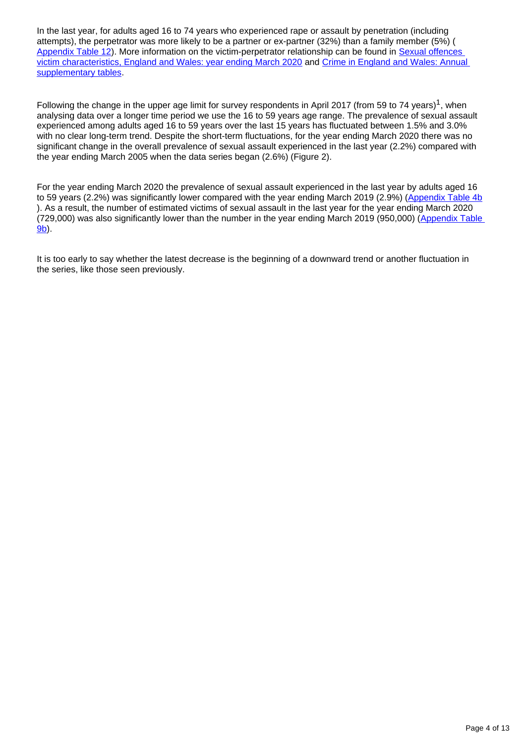In the last year, for adults aged 16 to 74 years who experienced rape or assault by penetration (including attempts), the perpetrator was more likely to be a partner or ex-partner (32%) than a family member (5%) (Appendix Table 12). More information on the victim-perpetrator relationship can be found in Sexual offences victim characteristics, England and Wales: year ending March 2020 and Crime in England and Wales: Annual supplementary tables.

Following the change in the upper age limit for survey respondents in April 2017 (from 59 to 74 years)[1], when analysing data over a longer time period we use the 16 to 59 years age range. The prevalence of sexual assault experienced among adults aged 16 to 59 years over the last 15 years has fluctuated between 1.5% and 3.0% with no clear long-term trend. Despite the short-term fluctuations, for the year ending March 2020 there was no significant change in the overall prevalence of sexual assault experienced in the last year (2.2%) compared with the year ending March 2005 when the data series began (2.6%) (Figure 2).

For the year ending March 2020 the prevalence of sexual assault experienced in the last year by adults aged 16 to 59 years (2.2%) was significantly lower compared with the year ending March 2019 (2.9%) (Appendix Table 4b). As a result, the number of estimated victims of sexual assault in the last year for the year ending March 2020 (729,000) was also significantly lower than the number in the year ending March 2019 (950,000) (Appendix Table 9b).

It is too early to say whether the latest decrease is the beginning of a downward trend or another fluctuation in the series, like those seen previously.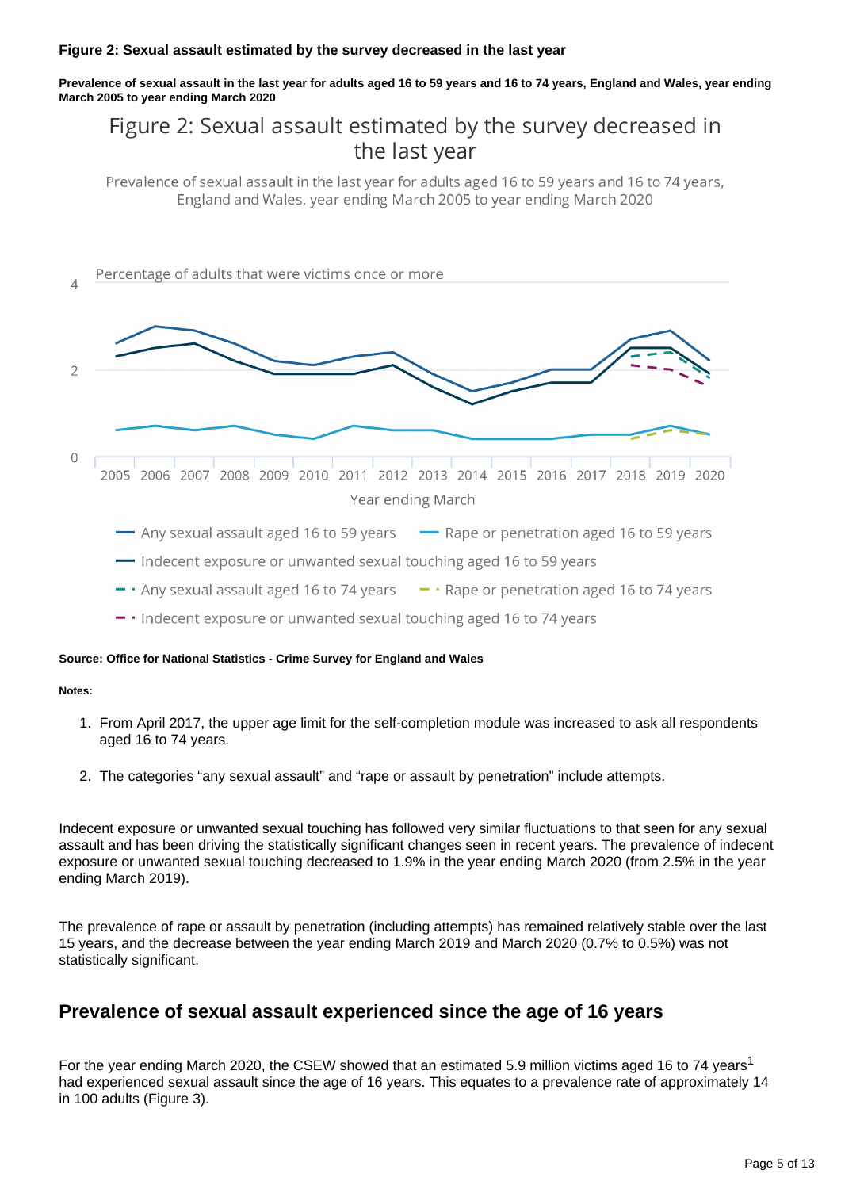**Figure 2: Sexual assault estimated by the survey decreased in the last year**

**Prevalence of sexual assault in the last year for adults aged 16 to 59 years and 16 to 74 years, England and Wales, year ending March 2005 to year ending March 2020**

**Source: Office for National Statistics - Crime Survey for England and Wales**

**Notes:**

1. From April 2017, the upper age limit for the self-completion module was increased to ask all respondents aged 16 to 74 years.
2. The categories “any sexual assault” and “rape or assault by penetration” include attempts.

Indecent exposure or unwanted sexual touching has followed very similar fluctuations to that seen for any sexual assault and has been driving the statistically significant changes seen in recent years. The prevalence of indecent exposure or unwanted sexual touching decreased to 1.9% in the year ending March 2020 (from 2.5% in the year ending March 2019).

The prevalence of rape or assault by penetration (including attempts) has remained relatively stable over the last 15 years, and the decrease between the year ending March 2019 and March 2020 (0.7% to 0.5%) was not statistically significant.

## Prevalence of sexual assault experienced since the age of 16 years

For the year ending March 2020, the CSEW showed that an estimated 5.9 million victims aged 16 to 74 years[1] had experienced sexual assault since the age of 16 years. This equates to a prevalence rate of approximately 14 in 100 adults (Figure 3).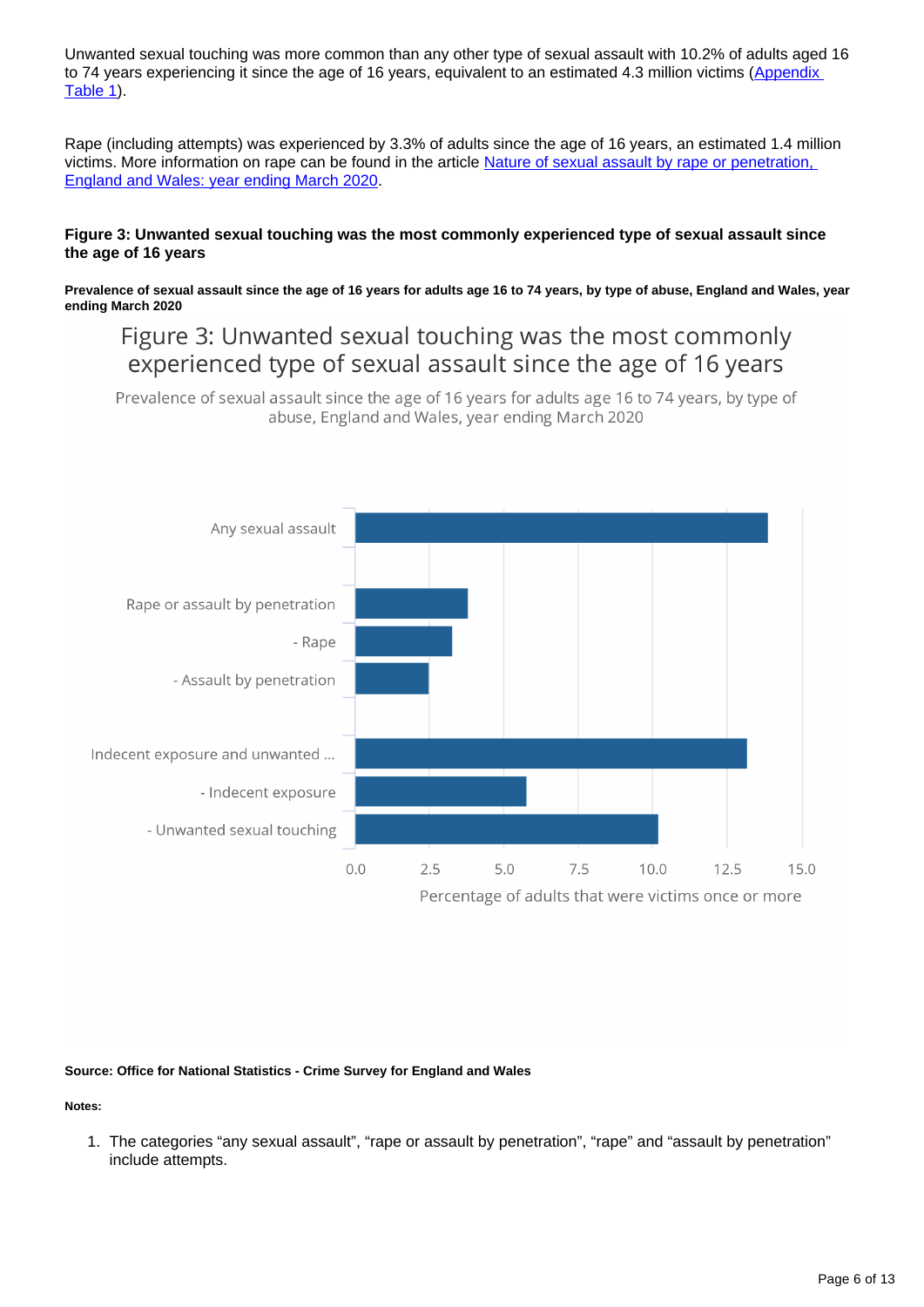Unwanted sexual touching was more common than any other type of sexual assault with 10.2% of adults aged 16 to 74 years experiencing it since the age of 16 years, equivalent to an estimated 4.3 million victims (Appendix Table 1).

Rape (including attempts) was experienced by 3.3% of adults since the age of 16 years, an estimated 1.4 million victims. More information on rape can be found in the article Nature of sexual assault by rape or penetration, England and Wales: year ending March 2020.

#### Figure 3: Unwanted sexual touching was the most commonly experienced type of sexual assault since the age of 16 years

##### Prevalence of sexual assault since the age of 16 years for adults age 16 to 74 years, by type of abuse, England and Wales, year ending March 2020

Figure 3: Unwanted sexual touching was the most commonly experienced type of sexual assault since the age of 16 years

Prevalence of sexual assault since the age of 16 years for adults age 16 to 74 years, by type of abuse, England and Wales, year ending March 2020

Any sexual assault

Rape or assault by penetration

- Rape

- Assault by penetration

Indecent exposure and unwanted ...

- Indecent exposure

- Unwanted sexual touching

0.0 2.5 5.0 7.5 10.0 12.5 15.0

Percentage of adults that were victims once or more

**Source: Office for National Statistics - Crime Survey for England and Wales**

**Notes:**

1. The categories "any sexual assault", "rape or assault by penetration", "rape" and "assault by penetration" include attempts.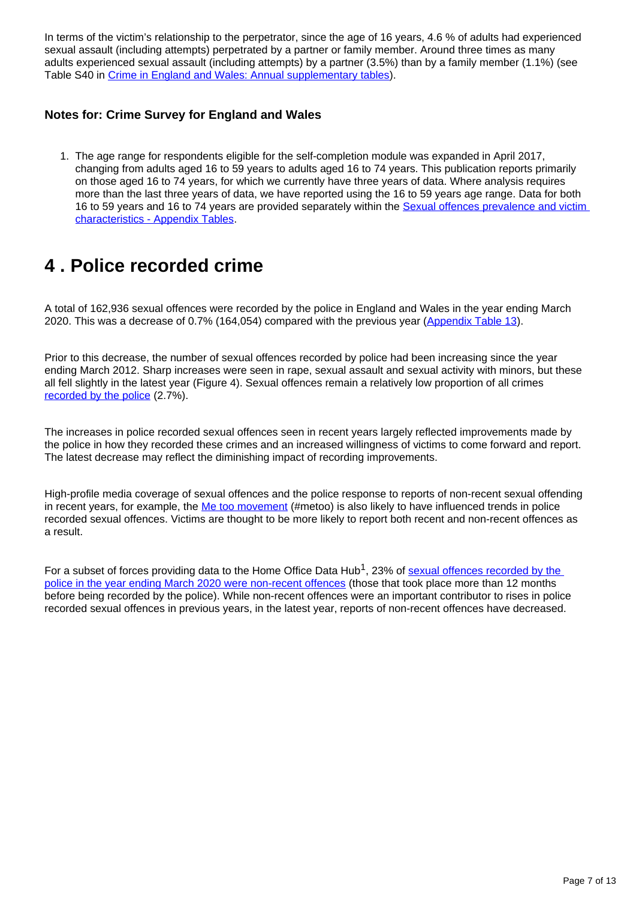In terms of the victim's relationship to the perpetrator, since the age of 16 years, 4.6 % of adults had experienced sexual assault (including attempts) perpetrated by a partner or family member. Around three times as many adults experienced sexual assault (including attempts) by a partner (3.5%) than by a family member (1.1%) (see Table S40 in [Crime in England and Wales: Annual supplementary tables](#)).

### Notes for: Crime Survey for England and Wales

1. The age range for respondents eligible for the self-completion module was expanded in April 2017, changing from adults aged 16 to 59 years to adults aged 16 to 74 years. This publication reports primarily on those aged 16 to 74 years, for which we currently have three years of data. Where analysis requires more than the last three years of data, we have reported using the 16 to 59 years age range. Data for both 16 to 59 years and 16 to 74 years are provided separately within the [Sexual offences prevalence and victim characteristics - Appendix Tables](#).

## 4 . Police recorded crime

A total of 162,936 sexual offences were recorded by the police in England and Wales in the year ending March 2020. This was a decrease of 0.7% (164,054) compared with the previous year ([Appendix Table 13](#)).

Prior to this decrease, the number of sexual offences recorded by police had been increasing since the year ending March 2012. Sharp increases were seen in rape, sexual assault and sexual activity with minors, but these all fell slightly in the latest year (Figure 4). Sexual offences remain a relatively low proportion of all crimes [recorded by the police](#) (2.7%).

The increases in police recorded sexual offences seen in recent years largely reflected improvements made by the police in how they recorded these crimes and an increased willingness of victims to come forward and report. The latest decrease may reflect the diminishing impact of recording improvements.

High-profile media coverage of sexual offences and the police response to reports of non-recent sexual offending in recent years, for example, the [Me too movement](#) (#metoo) is also likely to have influenced trends in police recorded sexual offences. Victims are thought to be more likely to report both recent and non-recent offences as a result.

For a subset of forces providing data to the Home Office Data Hub[1], 23% of [sexual offences recorded by the police in the year ending March 2020 were non-recent offences](#) (those that took place more than 12 months before being recorded by the police). While non-recent offences were an important contributor to rises in police recorded sexual offences in previous years, in the latest year, reports of non-recent offences have decreased.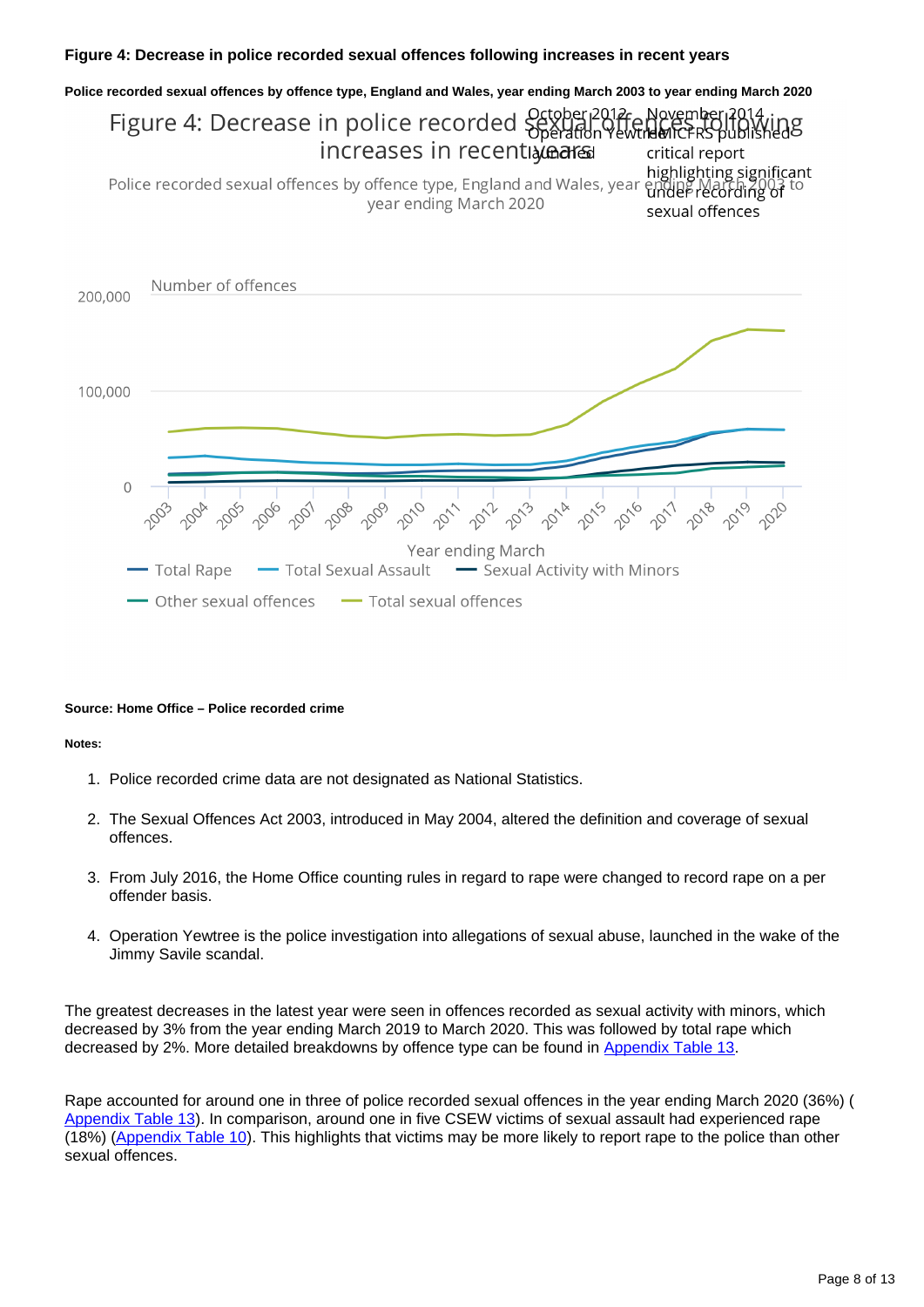**Figure 4: Decrease in police recorded sexual offences following increases in recent years**

**Police recorded sexual offences by offence type, England and Wales, year ending March 2003 to year ending March 2020**

**Source: Home Office – Police recorded crime**

**Notes:**

1. Police recorded crime data are not designated as National Statistics.
2. The Sexual Offences Act 2003, introduced in May 2004, altered the definition and coverage of sexual offences.
3. From July 2016, the Home Office counting rules in regard to rape were changed to record rape on a per offender basis.
4. Operation Yewtree is the police investigation into allegations of sexual abuse, launched in the wake of the Jimmy Savile scandal.

The greatest decreases in the latest year were seen in offences recorded as sexual activity with minors, which decreased by 3% from the year ending March 2019 to March 2020. This was followed by total rape which decreased by 2%. More detailed breakdowns by offence type can be found in Appendix Table 13.

Rape accounted for around one in three of police recorded sexual offences in the year ending March 2020 (36%) (Appendix Table 13). In comparison, around one in five CSEW victims of sexual assault had experienced rape (18%) (Appendix Table 10). This highlights that victims may be more likely to report rape to the police than other sexual offences.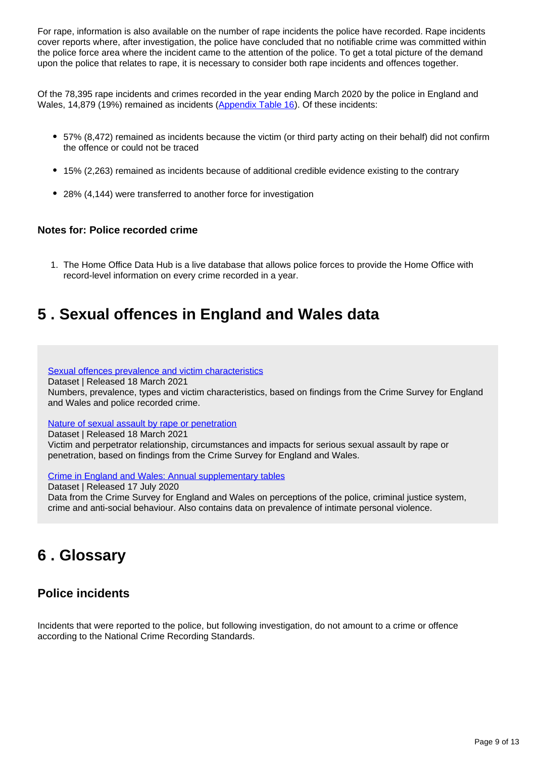For rape, information is also available on the number of rape incidents the police have recorded. Rape incidents cover reports where, after investigation, the police have concluded that no notifiable crime was committed within the police force area where the incident came to the attention of the police. To get a total picture of the demand upon the police that relates to rape, it is necessary to consider both rape incidents and offences together.

Of the 78,395 rape incidents and crimes recorded in the year ending March 2020 by the police in England and Wales, 14,879 (19%) remained as incidents (Appendix Table 16). Of these incidents:

- 57% (8,472) remained as incidents because the victim (or third party acting on their behalf) did not confirm the offence or could not be traced
- 15% (2,263) remained as incidents because of additional credible evidence existing to the contrary
- 28% (4,144) were transferred to another force for investigation

### Notes for: Police recorded crime

1. The Home Office Data Hub is a live database that allows police forces to provide the Home Office with record-level information on every crime recorded in a year.

## 5 . Sexual offences in England and Wales data

Sexual offences prevalence and victim characteristics
Dataset | Released 18 March 2021
Numbers, prevalence, types and victim characteristics, based on findings from the Crime Survey for England and Wales and police recorded crime.

Nature of sexual assault by rape or penetration
Dataset | Released 18 March 2021
Victim and perpetrator relationship, circumstances and impacts for serious sexual assault by rape or penetration, based on findings from the Crime Survey for England and Wales.

Crime in England and Wales: Annual supplementary tables
Dataset | Released 17 July 2020
Data from the Crime Survey for England and Wales on perceptions of the police, criminal justice system, crime and anti-social behaviour. Also contains data on prevalence of intimate personal violence.

## 6 . Glossary

### Police incidents

Incidents that were reported to the police, but following investigation, do not amount to a crime or offence according to the National Crime Recording Standards.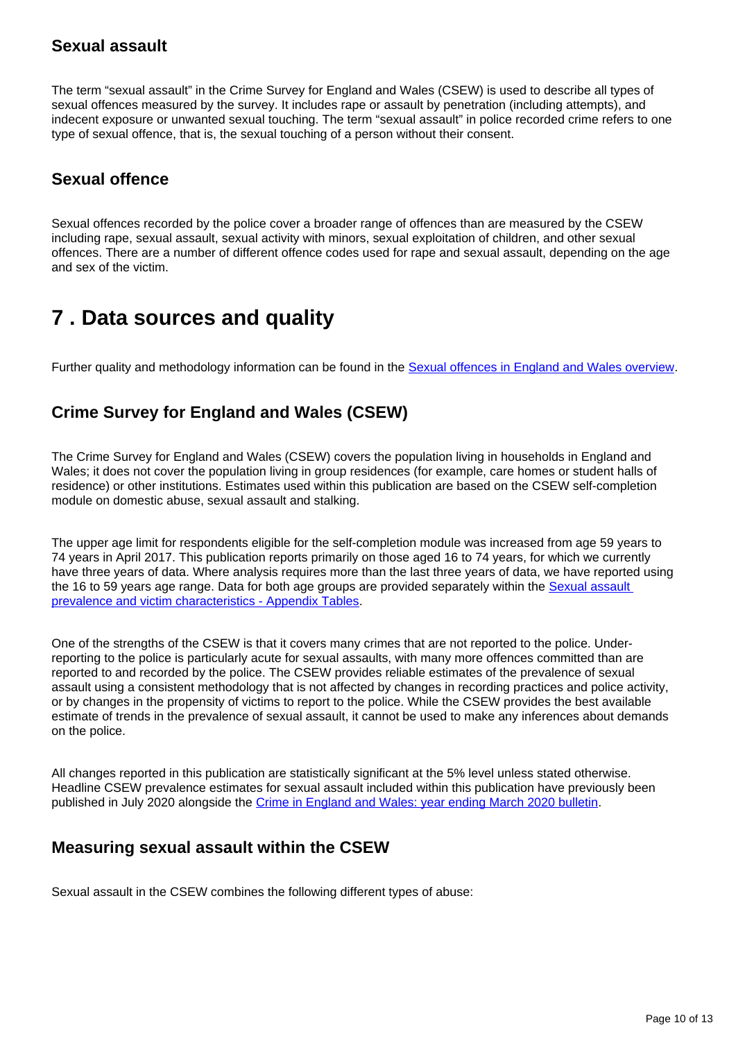### Sexual assault

The term "sexual assault" in the Crime Survey for England and Wales (CSEW) is used to describe all types of sexual offences measured by the survey. It includes rape or assault by penetration (including attempts), and indecent exposure or unwanted sexual touching. The term "sexual assault" in police recorded crime refers to one type of sexual offence, that is, the sexual touching of a person without their consent.

### Sexual offence

Sexual offences recorded by the police cover a broader range of offences than are measured by the CSEW including rape, sexual assault, sexual activity with minors, sexual exploitation of children, and other sexual offences. There are a number of different offence codes used for rape and sexual assault, depending on the age and sex of the victim.

## 7 . Data sources and quality

Further quality and methodology information can be found in the [Sexual offences in England and Wales overview](#).

### Crime Survey for England and Wales (CSEW)

The Crime Survey for England and Wales (CSEW) covers the population living in households in England and Wales; it does not cover the population living in group residences (for example, care homes or student halls of residence) or other institutions. Estimates used within this publication are based on the CSEW self-completion module on domestic abuse, sexual assault and stalking.

The upper age limit for respondents eligible for the self-completion module was increased from age 59 years to 74 years in April 2017. This publication reports primarily on those aged 16 to 74 years, for which we currently have three years of data. Where analysis requires more than the last three years of data, we have reported using the 16 to 59 years age range. Data for both age groups are provided separately within the [Sexual assault prevalence and victim characteristics - Appendix Tables](#).

One of the strengths of the CSEW is that it covers many crimes that are not reported to the police. Under-reporting to the police is particularly acute for sexual assaults, with many more offences committed than are reported to and recorded by the police. The CSEW provides reliable estimates of the prevalence of sexual assault using a consistent methodology that is not affected by changes in recording practices and police activity, or by changes in the propensity of victims to report to the police. While the CSEW provides the best available estimate of trends in the prevalence of sexual assault, it cannot be used to make any inferences about demands on the police.

All changes reported in this publication are statistically significant at the 5% level unless stated otherwise. Headline CSEW prevalence estimates for sexual assault included within this publication have previously been published in July 2020 alongside the [Crime in England and Wales: year ending March 2020 bulletin](#).

### Measuring sexual assault within the CSEW

Sexual assault in the CSEW combines the following different types of abuse: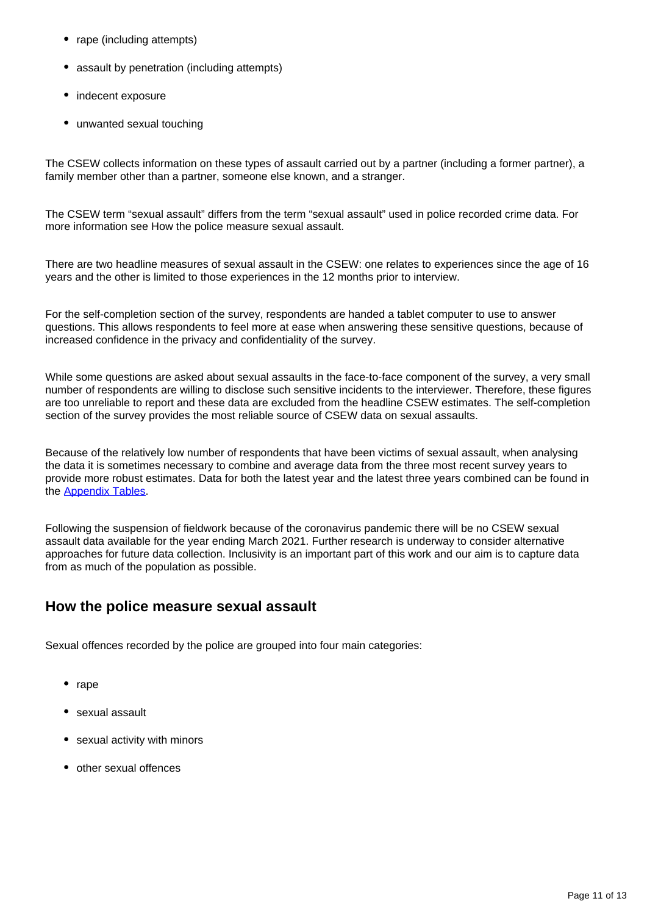- rape (including attempts)
- assault by penetration (including attempts)
- indecent exposure
- unwanted sexual touching

The CSEW collects information on these types of assault carried out by a partner (including a former partner), a family member other than a partner, someone else known, and a stranger.

The CSEW term "sexual assault" differs from the term "sexual assault" used in police recorded crime data. For more information see How the police measure sexual assault.

There are two headline measures of sexual assault in the CSEW: one relates to experiences since the age of 16 years and the other is limited to those experiences in the 12 months prior to interview.

For the self-completion section of the survey, respondents are handed a tablet computer to use to answer questions. This allows respondents to feel more at ease when answering these sensitive questions, because of increased confidence in the privacy and confidentiality of the survey.

While some questions are asked about sexual assaults in the face-to-face component of the survey, a very small number of respondents are willing to disclose such sensitive incidents to the interviewer. Therefore, these figures are too unreliable to report and these data are excluded from the headline CSEW estimates. The self-completion section of the survey provides the most reliable source of CSEW data on sexual assaults.

Because of the relatively low number of respondents that have been victims of sexual assault, when analysing the data it is sometimes necessary to combine and average data from the three most recent survey years to provide more robust estimates. Data for both the latest year and the latest three years combined can be found in the [Appendix Tables](#).

Following the suspension of fieldwork because of the coronavirus pandemic there will be no CSEW sexual assault data available for the year ending March 2021. Further research is underway to consider alternative approaches for future data collection. Inclusivity is an important part of this work and our aim is to capture data from as much of the population as possible.

## How the police measure sexual assault

Sexual offences recorded by the police are grouped into four main categories:

- rape
- sexual assault
- sexual activity with minors
- other sexual offences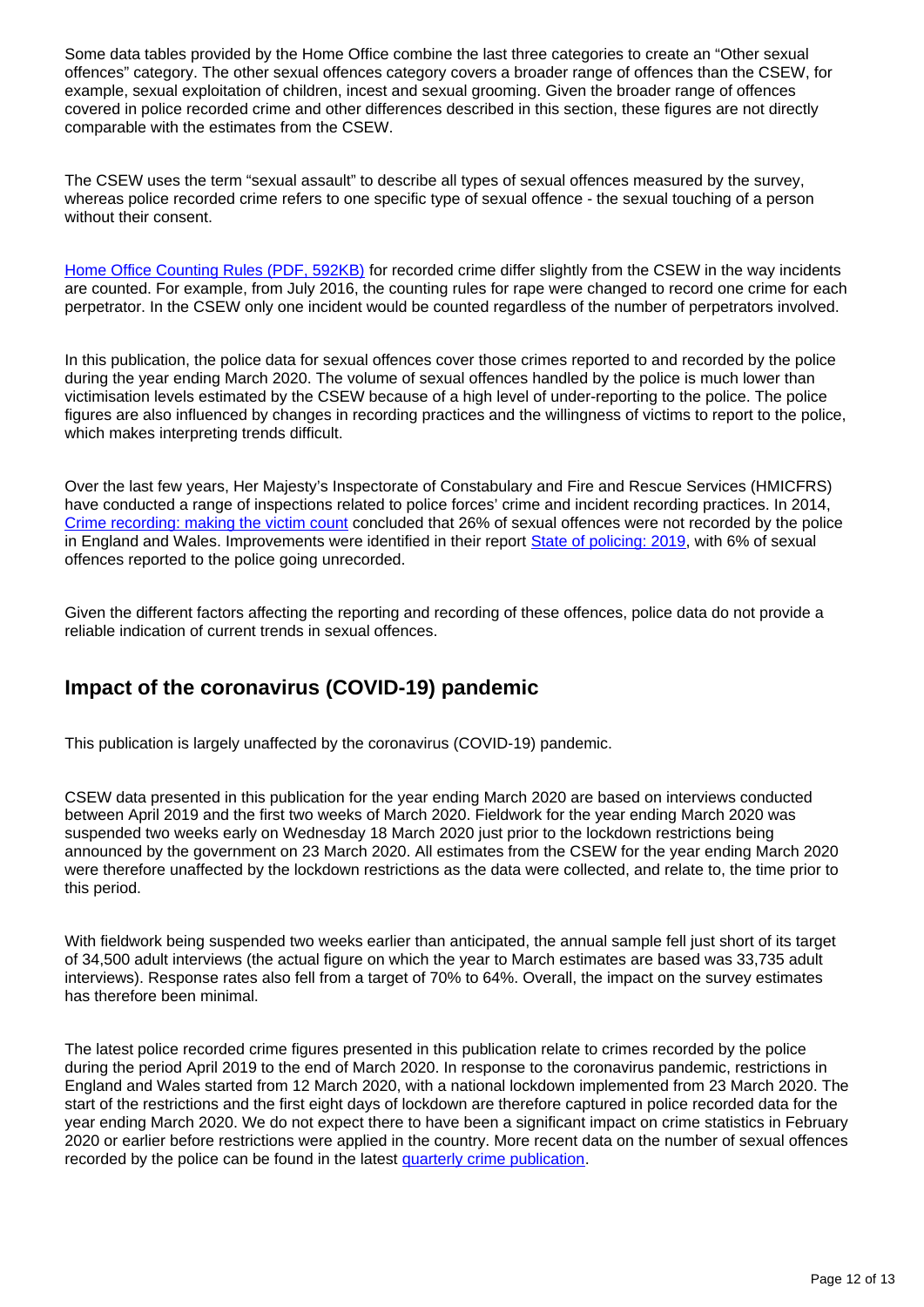Some data tables provided by the Home Office combine the last three categories to create an "Other sexual offences" category. The other sexual offences category covers a broader range of offences than the CSEW, for example, sexual exploitation of children, incest and sexual grooming. Given the broader range of offences covered in police recorded crime and other differences described in this section, these figures are not directly comparable with the estimates from the CSEW.

The CSEW uses the term "sexual assault" to describe all types of sexual offences measured by the survey, whereas police recorded crime refers to one specific type of sexual offence - the sexual touching of a person without their consent.

Home Office Counting Rules (PDF, 592KB) for recorded crime differ slightly from the CSEW in the way incidents are counted. For example, from July 2016, the counting rules for rape were changed to record one crime for each perpetrator. In the CSEW only one incident would be counted regardless of the number of perpetrators involved.

In this publication, the police data for sexual offences cover those crimes reported to and recorded by the police during the year ending March 2020. The volume of sexual offences handled by the police is much lower than victimisation levels estimated by the CSEW because of a high level of under-reporting to the police. The police figures are also influenced by changes in recording practices and the willingness of victims to report to the police, which makes interpreting trends difficult.

Over the last few years, Her Majesty's Inspectorate of Constabulary and Fire and Rescue Services (HMICFRS) have conducted a range of inspections related to police forces' crime and incident recording practices. In 2014, Crime recording: making the victim count concluded that 26% of sexual offences were not recorded by the police in England and Wales. Improvements were identified in their report State of policing: 2019, with 6% of sexual offences reported to the police going unrecorded.

Given the different factors affecting the reporting and recording of these offences, police data do not provide a reliable indication of current trends in sexual offences.

## Impact of the coronavirus (COVID-19) pandemic

This publication is largely unaffected by the coronavirus (COVID-19) pandemic.

CSEW data presented in this publication for the year ending March 2020 are based on interviews conducted between April 2019 and the first two weeks of March 2020. Fieldwork for the year ending March 2020 was suspended two weeks early on Wednesday 18 March 2020 just prior to the lockdown restrictions being announced by the government on 23 March 2020. All estimates from the CSEW for the year ending March 2020 were therefore unaffected by the lockdown restrictions as the data were collected, and relate to, the time prior to this period.

With fieldwork being suspended two weeks earlier than anticipated, the annual sample fell just short of its target of 34,500 adult interviews (the actual figure on which the year to March estimates are based was 33,735 adult interviews). Response rates also fell from a target of 70% to 64%. Overall, the impact on the survey estimates has therefore been minimal.

The latest police recorded crime figures presented in this publication relate to crimes recorded by the police during the period April 2019 to the end of March 2020. In response to the coronavirus pandemic, restrictions in England and Wales started from 12 March 2020, with a national lockdown implemented from 23 March 2020. The start of the restrictions and the first eight days of lockdown are therefore captured in police recorded data for the year ending March 2020. We do not expect there to have been a significant impact on crime statistics in February 2020 or earlier before restrictions were applied in the country. More recent data on the number of sexual offences recorded by the police can be found in the latest quarterly crime publication.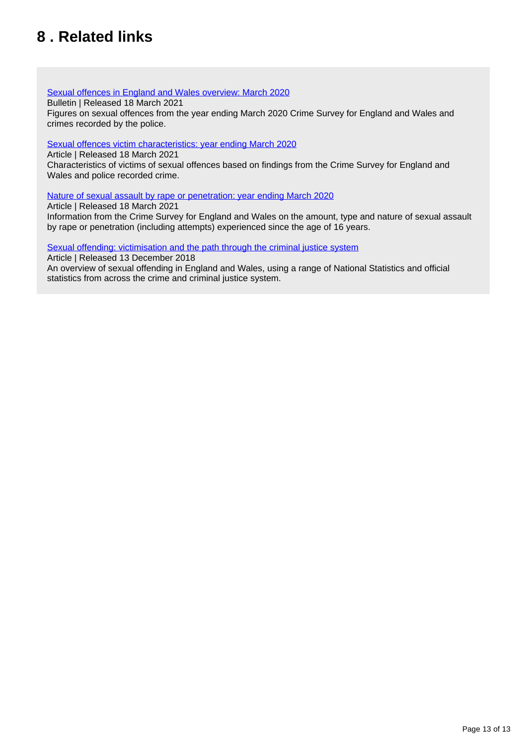## 8 . Related links

[Sexual offences in England and Wales overview: March 2020]
Bulletin | Released 18 March 2021
Figures on sexual offences from the year ending March 2020 Crime Survey for England and Wales and crimes recorded by the police.

[Sexual offences victim characteristics: year ending March 2020]
Article | Released 18 March 2021
Characteristics of victims of sexual offences based on findings from the Crime Survey for England and Wales and police recorded crime.

[Nature of sexual assault by rape or penetration: year ending March 2020]
Article | Released 18 March 2021
Information from the Crime Survey for England and Wales on the amount, type and nature of sexual assault by rape or penetration (including attempts) experienced since the age of 16 years.

[Sexual offending: victimisation and the path through the criminal justice system]
Article | Released 13 December 2018
An overview of sexual offending in England and Wales, using a range of National Statistics and official statistics from across the crime and criminal justice system.